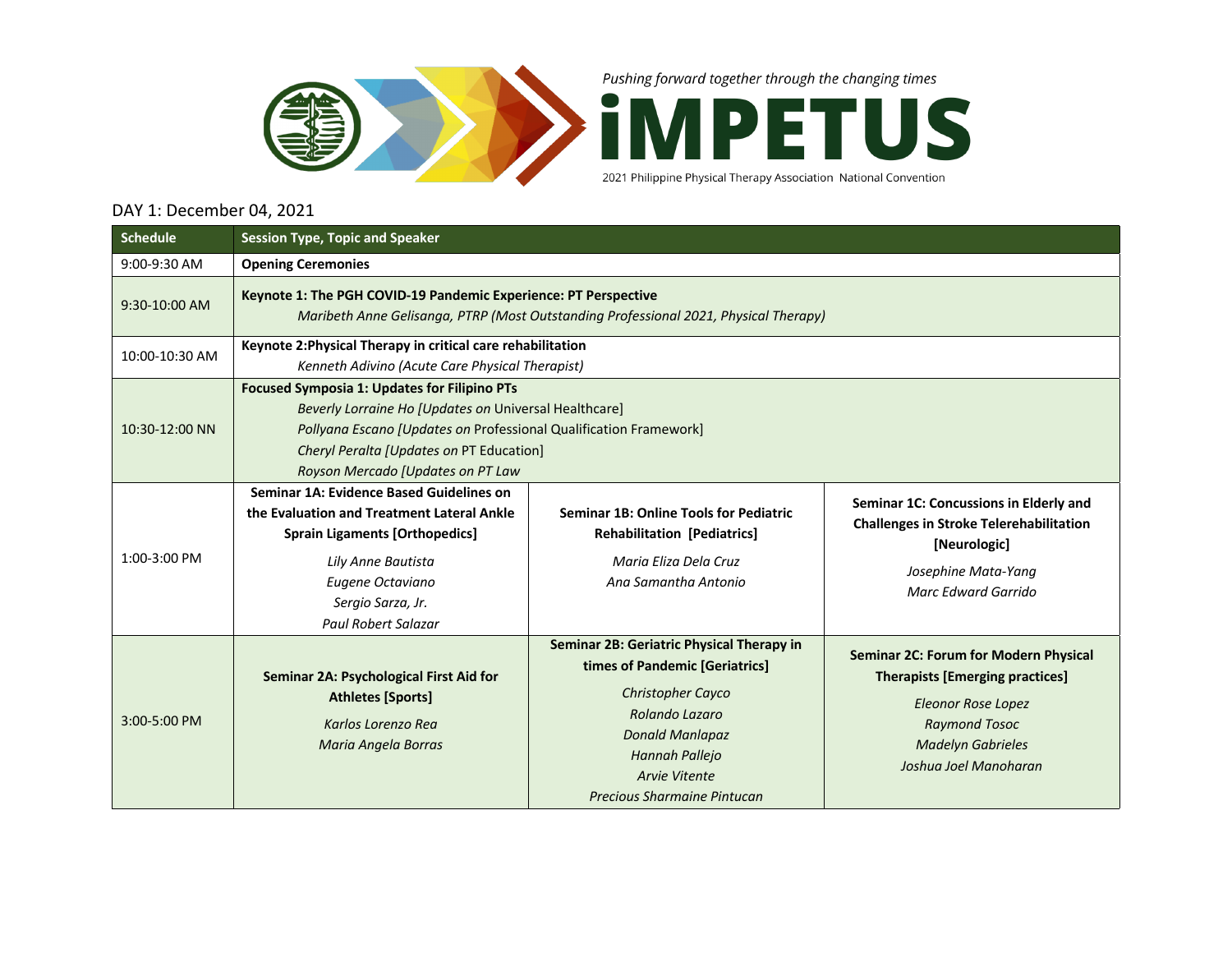Pushing forward together through the changing times

# iMPETUS

2021 Philippine Physical Therapy Association National Convention

## DAY 1: December 04, 2021

| Schedule | Session Type, Topic and Speaker | | |
|---|---|---|---|
| 9:00-9:30 AM | **Opening Ceremonies** | | |
| 9:30-10:00 AM | **Keynote 1: The PGH COVID-19 Pandemic Experience: PT Perspective**<br>*Maribeth Anne Gelisanga, PTRP (Most Outstanding Professional 2021, Physical Therapy)* | | |
| 10:00-10:30 AM | **Keynote 2:Physical Therapy in critical care rehabilitation**<br>*Kenneth Adivino (Acute Care Physical Therapist)* | | |
| 10:30-12:00 NN | **Focused Symposia 1: Updates for Filipino PTs**<br>*Beverly Lorraine Ho [Updates on* Universal Healthcare]<br>*Pollyana Escano [Updates on* Professional Qualification Framework]<br>*Cheryl Peralta [Updates on* PT Education]<br>*Royson Mercado [Updates on PT Law* | | |
| 1:00-3:00 PM | **Seminar 1A: Evidence Based Guidelines on the Evaluation and Treatment Lateral Ankle Sprain Ligaments [Orthopedics]**<br>*Lily Anne Bautista*<br>*Eugene Octaviano*<br>*Sergio Sarza, Jr.*<br>*Paul Robert Salazar* | **Seminar 1B: Online Tools for Pediatric Rehabilitation [Pediatrics]**<br>*Maria Eliza Dela Cruz*<br>*Ana Samantha Antonio* | **Seminar 1C: Concussions in Elderly and Challenges in Stroke Telerehabilitation [Neurologic]**<br>*Josephine Mata-Yang*<br>*Marc Edward Garrido* |
| 3:00-5:00 PM | **Seminar 2A: Psychological First Aid for Athletes [Sports]**<br>*Karlos Lorenzo Rea*<br>*Maria Angela Borras* | **Seminar 2B: Geriatric Physical Therapy in times of Pandemic [Geriatrics]**<br>*Christopher Cayco*<br>*Rolando Lazaro*<br>*Donald Manlapaz*<br>*Hannah Pallejo*<br>*Arvie Vitente*<br>*Precious Sharmaine Pintucan* | **Seminar 2C: Forum for Modern Physical Therapists [Emerging practices]**<br>*Eleonor Rose Lopez*<br>*Raymond Tosoc*<br>*Madelyn Gabrieles*<br>*Joshua Joel Manoharan* |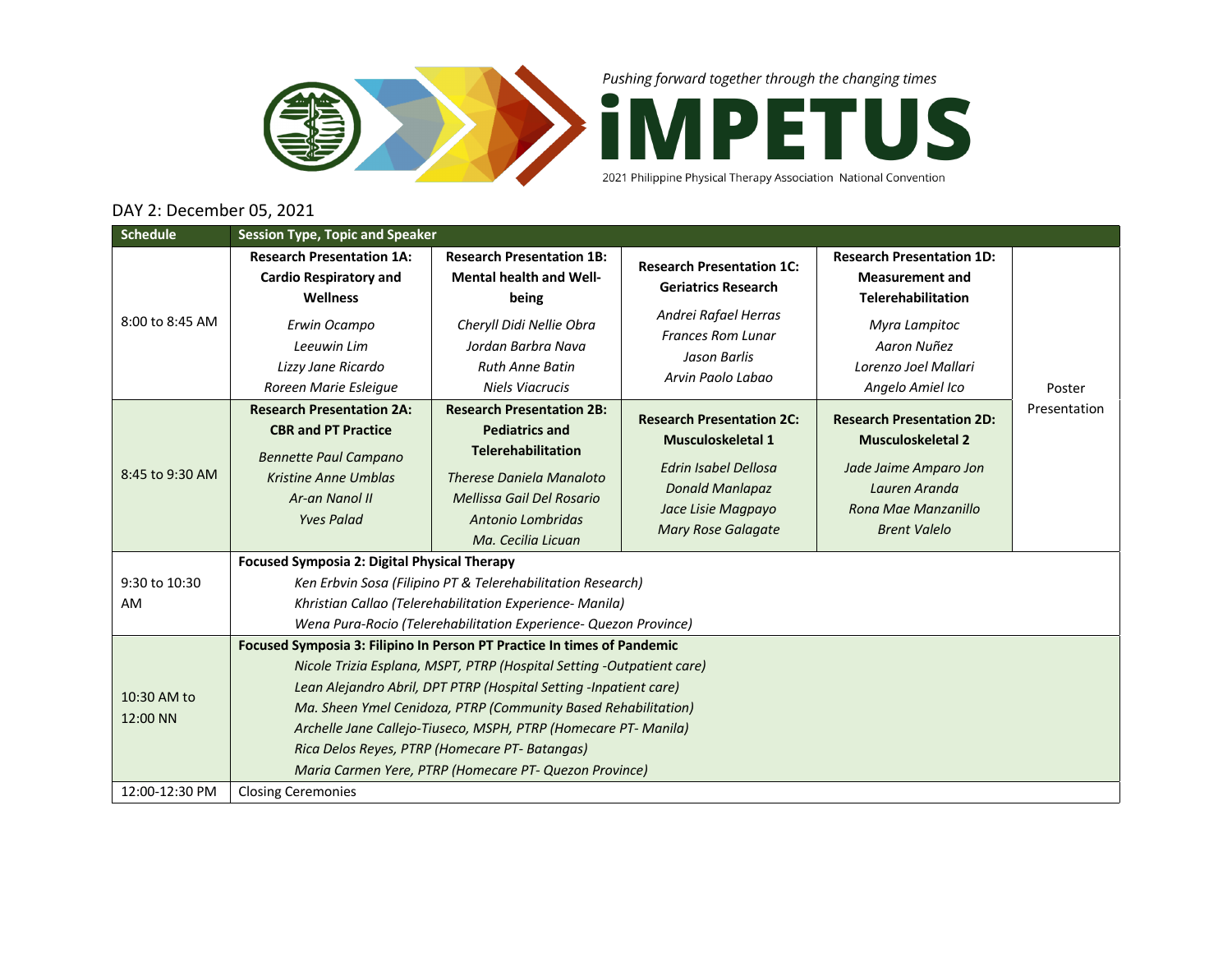Pushing forward together through the changing times

# iMPETUS

2021 Philippine Physical Therapy Association National Convention

## DAY 2: December 05, 2021

| Schedule | Session Type, Topic and Speaker | | | | |
|---|---|---|---|---|---|
| 8:00 to 8:45 AM | **Research Presentation 1A: Cardio Respiratory and Wellness**<br>*Erwin Ocampo*<br>*Leeuwin Lim*<br>*Lizzy Jane Ricardo*<br>*Roreen Marie Esleigue* | **Research Presentation 1B: Mental health and Well-being**<br>*Cheryll Didi Nellie Obra*<br>*Jordan Barbra Nava*<br>*Ruth Anne Batin*<br>*Niels Viacrucis* | **Research Presentation 1C: Geriatrics Research**<br>*Andrei Rafael Herras*<br>*Frances Rom Lunar*<br>*Jason Barlis*<br>*Arvin Paolo Labao* | **Research Presentation 1D: Measurement and Telerehabilitation**<br>*Myra Lampitoc*<br>*Aaron Nuñez*<br>*Lorenzo Joel Mallari*<br>*Angelo Amiel Ico* | Poster Presentation |
| 8:45 to 9:30 AM | **Research Presentation 2A: CBR and PT Practice**<br>*Bennette Paul Campano*<br>*Kristine Anne Umblas*<br>*Ar-an Nanol II*<br>*Yves Palad* | **Research Presentation 2B: Pediatrics and Telerehabilitation**<br>*Therese Daniela Manaloto*<br>*Mellissa Gail Del Rosario*<br>*Antonio Lombridas*<br>*Ma. Cecilia Licuan* | **Research Presentation 2C: Musculoskeletal 1**<br>*Edrin Isabel Dellosa*<br>*Donald Manlapaz*<br>*Jace Lisie Magpayo*<br>*Mary Rose Galagate* | **Research Presentation 2D: Musculoskeletal 2**<br>*Jade Jaime Amparo Jon*<br>*Lauren Aranda*<br>*Rona Mae Manzanillo*<br>*Brent Valelo* | |
| 9:30 to 10:30 AM | **Focused Symposia 2: Digital Physical Therapy**<br>*Ken Erbvin Sosa (Filipino PT & Telerehabilitation Research)*<br>*Khristian Callao (Telerehabilitation Experience- Manila)*<br>*Wena Pura-Rocio (Telerehabilitation Experience- Quezon Province)* | | | | |
| 10:30 AM to 12:00 NN | **Focused Symposia 3: Filipino In Person PT Practice In times of Pandemic**<br>*Nicole Trizia Esplana, MSPT, PTRP (Hospital Setting -Outpatient care)*<br>*Lean Alejandro Abril, DPT PTRP (Hospital Setting -Inpatient care)*<br>*Ma. Sheen Ymel Cenidoza, PTRP (Community Based Rehabilitation)*<br>*Archelle Jane Callejo-Tiuseco, MSPH, PTRP (Homecare PT- Manila)*<br>*Rica Delos Reyes, PTRP (Homecare PT- Batangas)*<br>*Maria Carmen Yere, PTRP (Homecare PT- Quezon Province)* | | | | |
| 12:00-12:30 PM | Closing Ceremonies | | | | |